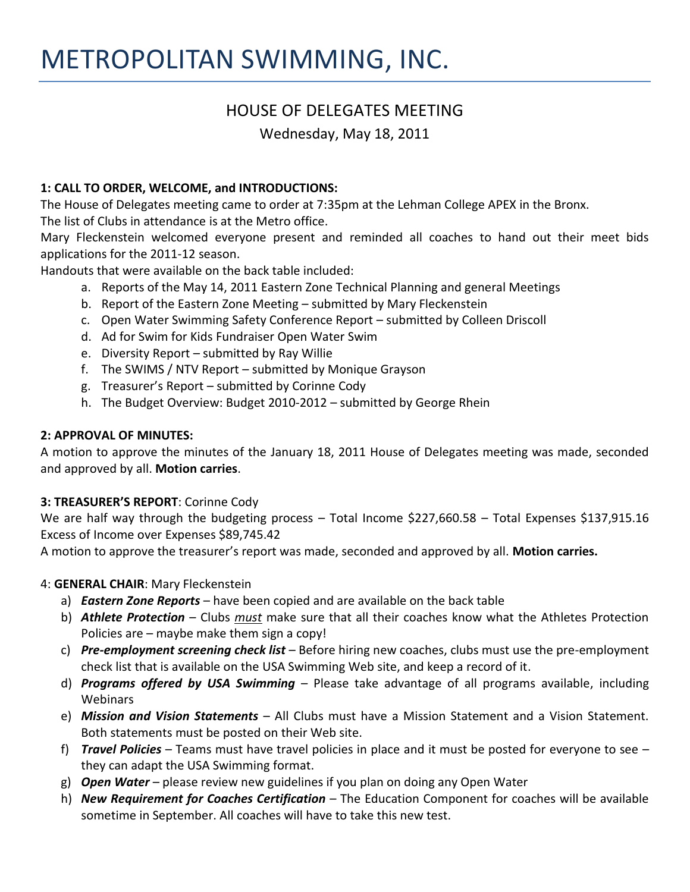# METROPOLITAN SWIMMING, INC.

## HOUSE OF DELEGATES MEETING

Wednesday, May 18, 2011

**1: CALL TO ORDER, WELCOME, and INTRODUCTIONS:**

The House of Delegates meeting came to order at 7:35pm at the Lehman College APEX in the Bronx.

The list of Clubs in attendance is at the Metro office.

Mary Fleckenstein welcomed everyone present and reminded all coaches to hand out their meet bids applications for the 2011-12 season.

Handouts that were available on the back table included:

a. Reports of the May 14, 2011 Eastern Zone Technical Planning and general Meetings
b. Report of the Eastern Zone Meeting – submitted by Mary Fleckenstein
c. Open Water Swimming Safety Conference Report – submitted by Colleen Driscoll
d. Ad for Swim for Kids Fundraiser Open Water Swim
e. Diversity Report – submitted by Ray Willie
f. The SWIMS / NTV Report – submitted by Monique Grayson
g. Treasurer's Report – submitted by Corinne Cody
h. The Budget Overview: Budget 2010-2012 – submitted by George Rhein

**2: APPROVAL OF MINUTES:**

A motion to approve the minutes of the January 18, 2011 House of Delegates meeting was made, seconded and approved by all. **Motion carries**.

**3: TREASURER'S REPORT**: Corinne Cody

We are half way through the budgeting process – Total Income $227,660.58 – Total Expenses $137,915.16 Excess of Income over Expenses $89,745.42

A motion to approve the treasurer's report was made, seconded and approved by all. **Motion carries.**

4: **GENERAL CHAIR**: Mary Fleckenstein

a) ***Eastern Zone Reports*** – have been copied and are available on the back table
b) ***Athlete Protection*** – Clubs _must_ make sure that all their coaches know what the Athletes Protection Policies are – maybe make them sign a copy!
c) ***Pre-employment screening check list*** – Before hiring new coaches, clubs must use the pre-employment check list that is available on the USA Swimming Web site, and keep a record of it.
d) ***Programs offered by USA Swimming*** – Please take advantage of all programs available, including Webinars
e) ***Mission and Vision Statements*** – All Clubs must have a Mission Statement and a Vision Statement. Both statements must be posted on their Web site.
f) ***Travel Policies*** – Teams must have travel policies in place and it must be posted for everyone to see – they can adapt the USA Swimming format.
g) ***Open Water*** – please review new guidelines if you plan on doing any Open Water
h) ***New Requirement for Coaches Certification*** – The Education Component for coaches will be available sometime in September. All coaches will have to take this new test.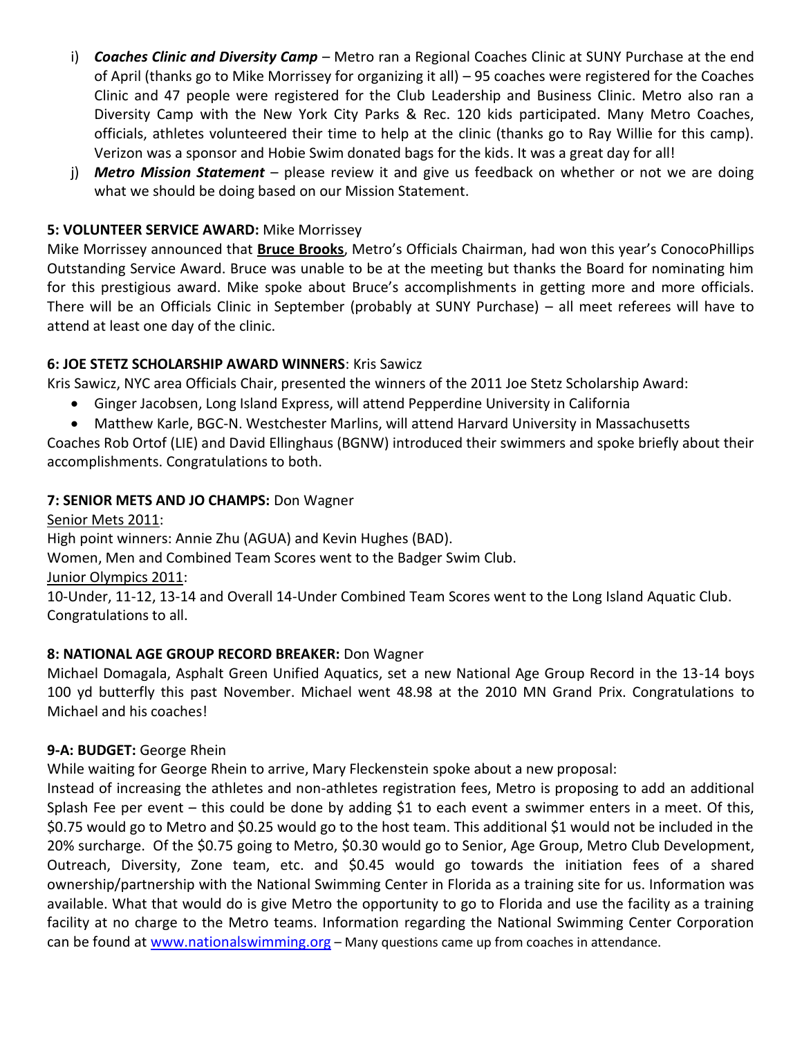i) ***Coaches Clinic and Diversity Camp*** – Metro ran a Regional Coaches Clinic at SUNY Purchase at the end of April (thanks go to Mike Morrissey for organizing it all) – 95 coaches were registered for the Coaches Clinic and 47 people were registered for the Club Leadership and Business Clinic. Metro also ran a Diversity Camp with the New York City Parks & Rec. 120 kids participated. Many Metro Coaches, officials, athletes volunteered their time to help at the clinic (thanks go to Ray Willie for this camp). Verizon was a sponsor and Hobie Swim donated bags for the kids. It was a great day for all!

j) ***Metro Mission Statement*** – please review it and give us feedback on whether or not we are doing what we should be doing based on our Mission Statement.

**5: VOLUNTEER SERVICE AWARD:** Mike Morrissey

Mike Morrissey announced that **Bruce Brooks**, Metro's Officials Chairman, had won this year's ConocoPhillips Outstanding Service Award. Bruce was unable to be at the meeting but thanks the Board for nominating him for this prestigious award. Mike spoke about Bruce's accomplishments in getting more and more officials. There will be an Officials Clinic in September (probably at SUNY Purchase) – all meet referees will have to attend at least one day of the clinic.

**6: JOE STETZ SCHOLARSHIP AWARD WINNERS**: Kris Sawicz

Kris Sawicz, NYC area Officials Chair, presented the winners of the 2011 Joe Stetz Scholarship Award:

- Ginger Jacobsen, Long Island Express, will attend Pepperdine University in California
- Matthew Karle, BGC-N. Westchester Marlins, will attend Harvard University in Massachusetts

Coaches Rob Ortof (LIE) and David Ellinghaus (BGNW) introduced their swimmers and spoke briefly about their accomplishments. Congratulations to both.

**7: SENIOR METS AND JO CHAMPS:** Don Wagner

Senior Mets 2011:

High point winners: Annie Zhu (AGUA) and Kevin Hughes (BAD).

Women, Men and Combined Team Scores went to the Badger Swim Club.

Junior Olympics 2011:

10-Under, 11-12, 13-14 and Overall 14-Under Combined Team Scores went to the Long Island Aquatic Club. Congratulations to all.

**8: NATIONAL AGE GROUP RECORD BREAKER:** Don Wagner

Michael Domagala, Asphalt Green Unified Aquatics, set a new National Age Group Record in the 13-14 boys 100 yd butterfly this past November. Michael went 48.98 at the 2010 MN Grand Prix. Congratulations to Michael and his coaches!

**9-A: BUDGET:** George Rhein

While waiting for George Rhein to arrive, Mary Fleckenstein spoke about a new proposal:

Instead of increasing the athletes and non-athletes registration fees, Metro is proposing to add an additional Splash Fee per event – this could be done by adding $1 to each event a swimmer enters in a meet. Of this, $0.75 would go to Metro and $0.25 would go to the host team. This additional $1 would not be included in the 20% surcharge. Of the $0.75 going to Metro, $0.30 would go to Senior, Age Group, Metro Club Development, Outreach, Diversity, Zone team, etc. and $0.45 would go towards the initiation fees of a shared ownership/partnership with the National Swimming Center in Florida as a training site for us. Information was available. What that would do is give Metro the opportunity to go to Florida and use the facility as a training facility at no charge to the Metro teams. Information regarding the National Swimming Center Corporation can be found at www.nationalswimming.org – Many questions came up from coaches in attendance.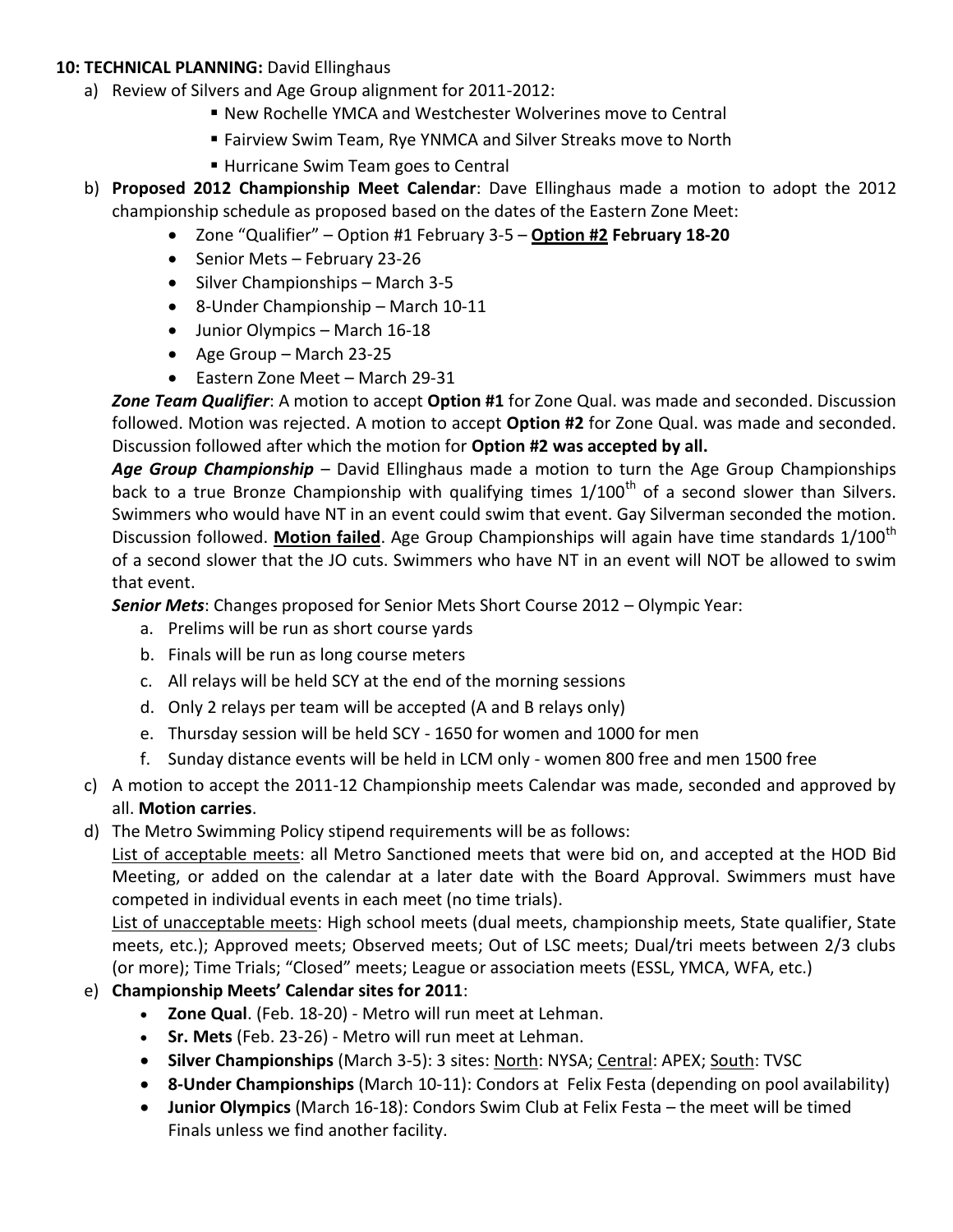**10: TECHNICAL PLANNING:** David Ellinghaus

a) Review of Silvers and Age Group alignment for 2011-2012:
   - New Rochelle YMCA and Westchester Wolverines move to Central
   - Fairview Swim Team, Rye YNMCA and Silver Streaks move to North
   - Hurricane Swim Team goes to Central

b) **Proposed 2012 Championship Meet Calendar**: Dave Ellinghaus made a motion to adopt the 2012 championship schedule as proposed based on the dates of the Eastern Zone Meet:
   - Zone "Qualifier" – Option #1 February 3-5 – **Option #2 February 18-20**
   - Senior Mets – February 23-26
   - Silver Championships – March 3-5
   - 8-Under Championship – March 10-11
   - Junior Olympics – March 16-18
   - Age Group – March 23-25
   - Eastern Zone Meet – March 29-31

   ***Zone Team Qualifier***: A motion to accept **Option #1** for Zone Qual. was made and seconded. Discussion followed. Motion was rejected. A motion to accept **Option #2** for Zone Qual. was made and seconded. Discussion followed after which the motion for **Option #2 was accepted by all.**

   ***Age Group Championship*** – David Ellinghaus made a motion to turn the Age Group Championships back to a true Bronze Championship with qualifying times 1/100th of a second slower than Silvers. Swimmers who would have NT in an event could swim that event. Gay Silverman seconded the motion. Discussion followed. **Motion failed**. Age Group Championships will again have time standards 1/100th of a second slower that the JO cuts. Swimmers who have NT in an event will NOT be allowed to swim that event.

   ***Senior Mets***: Changes proposed for Senior Mets Short Course 2012 – Olympic Year:
   a. Prelims will be run as short course yards
   b. Finals will be run as long course meters
   c. All relays will be held SCY at the end of the morning sessions
   d. Only 2 relays per team will be accepted (A and B relays only)
   e. Thursday session will be held SCY - 1650 for women and 1000 for men
   f. Sunday distance events will be held in LCM only - women 800 free and men 1500 free

c) A motion to accept the 2011-12 Championship meets Calendar was made, seconded and approved by all. **Motion carries**.

d) The Metro Swimming Policy stipend requirements will be as follows:
   List of acceptable meets: all Metro Sanctioned meets that were bid on, and accepted at the HOD Bid Meeting, or added on the calendar at a later date with the Board Approval. Swimmers must have competed in individual events in each meet (no time trials).
   List of unacceptable meets: High school meets (dual meets, championship meets, State qualifier, State meets, etc.); Approved meets; Observed meets; Out of LSC meets; Dual/tri meets between 2/3 clubs (or more); Time Trials; "Closed" meets; League or association meets (ESSL, YMCA, WFA, etc.)

e) **Championship Meets' Calendar sites for 2011**:
   - **Zone Qual**. (Feb. 18-20) - Metro will run meet at Lehman.
   - **Sr. Mets** (Feb. 23-26) - Metro will run meet at Lehman.
   - **Silver Championships** (March 3-5): 3 sites: North: NYSA; Central: APEX; South: TVSC
   - **8-Under Championships** (March 10-11): Condors at Felix Festa (depending on pool availability)
   - **Junior Olympics** (March 16-18): Condors Swim Club at Felix Festa – the meet will be timed Finals unless we find another facility.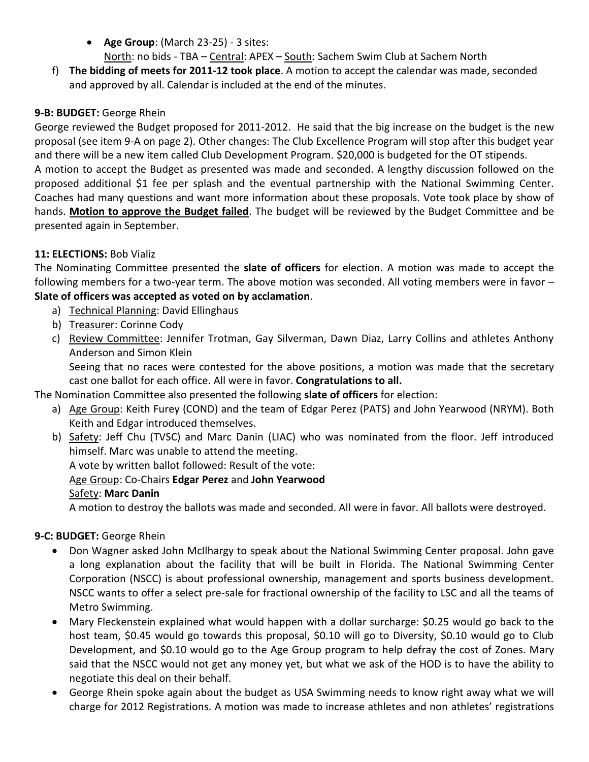- **Age Group**: (March 23-25) - 3 sites:
  North: no bids - TBA – Central: APEX – South: Sachem Swim Club at Sachem North

f) **The bidding of meets for 2011-12 took place**. A motion to accept the calendar was made, seconded and approved by all. Calendar is included at the end of the minutes.

**9-B: BUDGET:** George Rhein

George reviewed the Budget proposed for 2011-2012. He said that the big increase on the budget is the new proposal (see item 9-A on page 2). Other changes: The Club Excellence Program will stop after this budget year and there will be a new item called Club Development Program. $20,000 is budgeted for the OT stipends.

A motion to accept the Budget as presented was made and seconded. A lengthy discussion followed on the proposed additional $1 fee per splash and the eventual partnership with the National Swimming Center. Coaches had many questions and want more information about these proposals. Vote took place by show of hands. **Motion to approve the Budget failed**. The budget will be reviewed by the Budget Committee and be presented again in September.

**11: ELECTIONS:** Bob Vializ

The Nominating Committee presented the **slate of officers** for election. A motion was made to accept the following members for a two-year term. The above motion was seconded. All voting members were in favor – **Slate of officers was accepted as voted on by acclamation**.

a) Technical Planning: David Ellinghaus
b) Treasurer: Corinne Cody
c) Review Committee: Jennifer Trotman, Gay Silverman, Dawn Diaz, Larry Collins and athletes Anthony Anderson and Simon Klein
   Seeing that no races were contested for the above positions, a motion was made that the secretary cast one ballot for each office. All were in favor. **Congratulations to all.**

The Nomination Committee also presented the following **slate of officers** for election:

a) Age Group: Keith Furey (COND) and the team of Edgar Perez (PATS) and John Yearwood (NRYM). Both Keith and Edgar introduced themselves.
b) Safety: Jeff Chu (TVSC) and Marc Danin (LIAC) who was nominated from the floor. Jeff introduced himself. Marc was unable to attend the meeting.
   A vote by written ballot followed: Result of the vote:
   Age Group: Co-Chairs **Edgar Perez** and **John Yearwood**
   Safety: **Marc Danin**
   A motion to destroy the ballots was made and seconded. All were in favor. All ballots were destroyed.

**9-C: BUDGET:** George Rhein

- Don Wagner asked John McIlhargy to speak about the National Swimming Center proposal. John gave a long explanation about the facility that will be built in Florida. The National Swimming Center Corporation (NSCC) is about professional ownership, management and sports business development. NSCC wants to offer a select pre-sale for fractional ownership of the facility to LSC and all the teams of Metro Swimming.
- Mary Fleckenstein explained what would happen with a dollar surcharge: $0.25 would go back to the host team, $0.45 would go towards this proposal, $0.10 will go to Diversity, $0.10 would go to Club Development, and $0.10 would go to the Age Group program to help defray the cost of Zones. Mary said that the NSCC would not get any money yet, but what we ask of the HOD is to have the ability to negotiate this deal on their behalf.
- George Rhein spoke again about the budget as USA Swimming needs to know right away what we will charge for 2012 Registrations. A motion was made to increase athletes and non athletes' registrations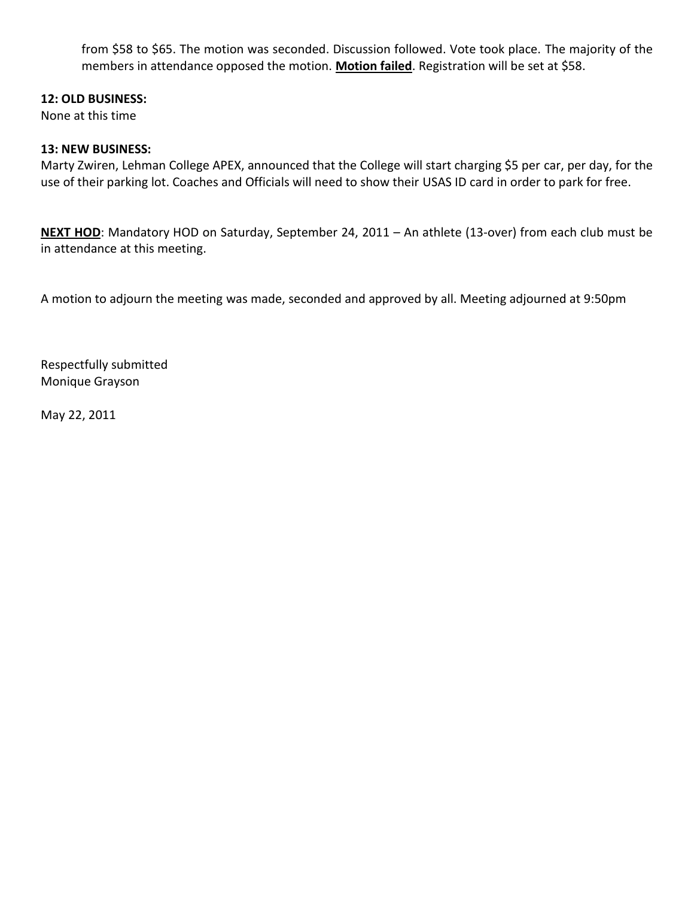from $58 to $65. The motion was seconded. Discussion followed. Vote took place. The majority of the members in attendance opposed the motion. **Motion failed**. Registration will be set at $58.

**12: OLD BUSINESS:**
None at this time

**13: NEW BUSINESS:**
Marty Zwiren, Lehman College APEX, announced that the College will start charging $5 per car, per day, for the use of their parking lot. Coaches and Officials will need to show their USAS ID card in order to park for free.

**NEXT HOD**: Mandatory HOD on Saturday, September 24, 2011 – An athlete (13-over) from each club must be in attendance at this meeting.

A motion to adjourn the meeting was made, seconded and approved by all. Meeting adjourned at 9:50pm

Respectfully submitted
Monique Grayson

May 22, 2011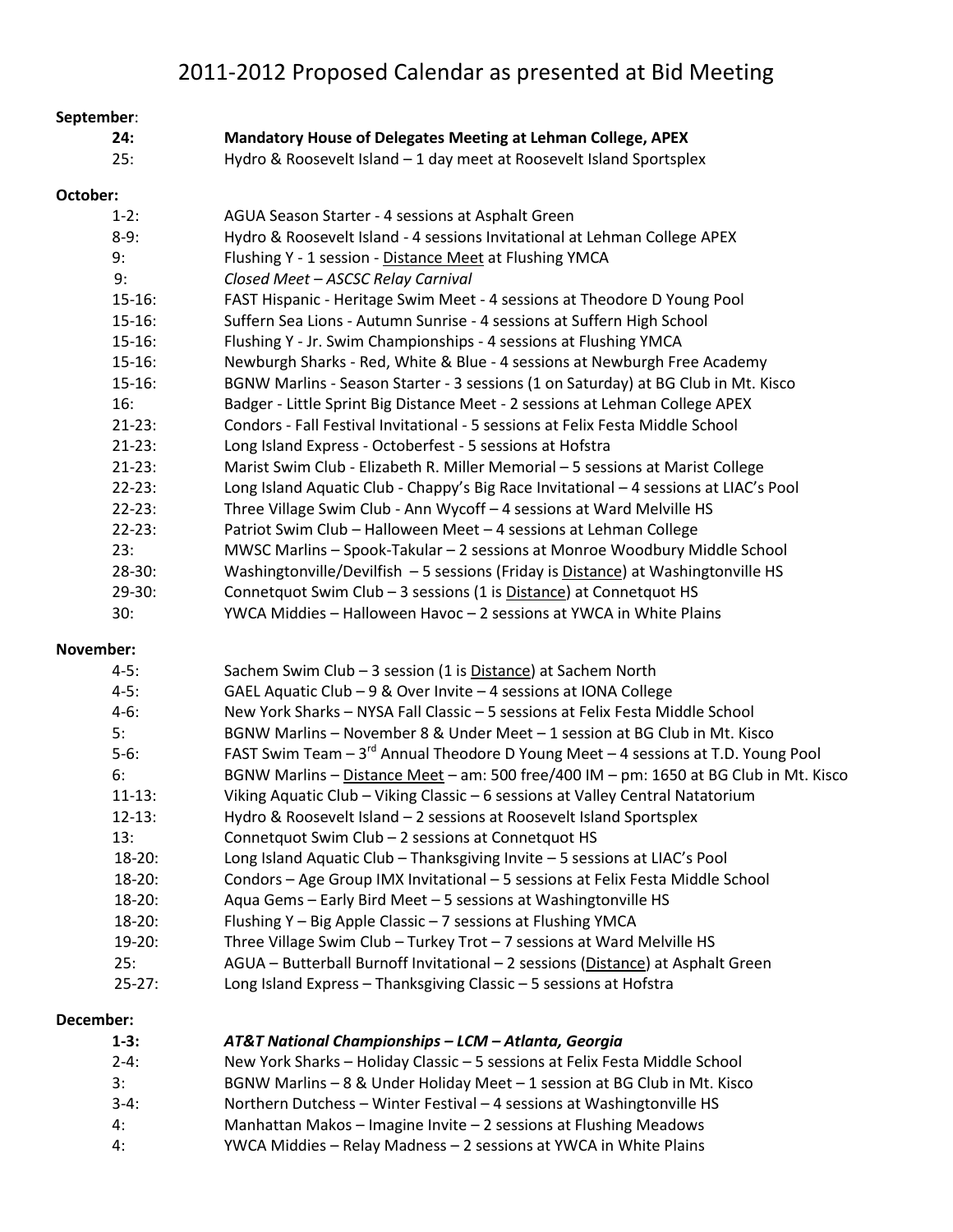# 2011-2012 Proposed Calendar as presented at Bid Meeting

**September**:

| | |
|---|---|
| **24:** | **Mandatory House of Delegates Meeting at Lehman College, APEX** |
| 25: | Hydro & Roosevelt Island – 1 day meet at Roosevelt Island Sportsplex |

**October:**

| | |
|---|---|
| 1-2: | AGUA Season Starter - 4 sessions at Asphalt Green |
| 8-9: | Hydro & Roosevelt Island - 4 sessions Invitational at Lehman College APEX |
| 9: | Flushing Y - 1 session - Distance Meet at Flushing YMCA |
| 9: | *Closed Meet – ASCSC Relay Carnival* |
| 15-16: | FAST Hispanic - Heritage Swim Meet - 4 sessions at Theodore D Young Pool |
| 15-16: | Suffern Sea Lions - Autumn Sunrise - 4 sessions at Suffern High School |
| 15-16: | Flushing Y - Jr. Swim Championships - 4 sessions at Flushing YMCA |
| 15-16: | Newburgh Sharks - Red, White & Blue - 4 sessions at Newburgh Free Academy |
| 15-16: | BGNW Marlins - Season Starter - 3 sessions (1 on Saturday) at BG Club in Mt. Kisco |
| 16: | Badger - Little Sprint Big Distance Meet - 2 sessions at Lehman College APEX |
| 21-23: | Condors - Fall Festival Invitational - 5 sessions at Felix Festa Middle School |
| 21-23: | Long Island Express - Octoberfest - 5 sessions at Hofstra |
| 21-23: | Marist Swim Club - Elizabeth R. Miller Memorial – 5 sessions at Marist College |
| 22-23: | Long Island Aquatic Club - Chappy's Big Race Invitational – 4 sessions at LIAC's Pool |
| 22-23: | Three Village Swim Club - Ann Wycoff – 4 sessions at Ward Melville HS |
| 22-23: | Patriot Swim Club – Halloween Meet – 4 sessions at Lehman College |
| 23: | MWSC Marlins – Spook-Takular – 2 sessions at Monroe Woodbury Middle School |
| 28-30: | Washingtonville/Devilfish – 5 sessions (Friday is Distance) at Washingtonville HS |
| 29-30: | Connetquot Swim Club – 3 sessions (1 is Distance) at Connetquot HS |
| 30: | YWCA Middies – Halloween Havoc – 2 sessions at YWCA in White Plains |

**November:**

| | |
|---|---|
| 4-5: | Sachem Swim Club – 3 session (1 is Distance) at Sachem North |
| 4-5: | GAEL Aquatic Club – 9 & Over Invite – 4 sessions at IONA College |
| 4-6: | New York Sharks – NYSA Fall Classic – 5 sessions at Felix Festa Middle School |
| 5: | BGNW Marlins – November 8 & Under Meet – 1 session at BG Club in Mt. Kisco |
| 5-6: | FAST Swim Team – 3rd Annual Theodore D Young Meet – 4 sessions at T.D. Young Pool |
| 6: | BGNW Marlins – Distance Meet – am: 500 free/400 IM – pm: 1650 at BG Club in Mt. Kisco |
| 11-13: | Viking Aquatic Club – Viking Classic – 6 sessions at Valley Central Natatorium |
| 12-13: | Hydro & Roosevelt Island – 2 sessions at Roosevelt Island Sportsplex |
| 13: | Connetquot Swim Club – 2 sessions at Connetquot HS |
| 18-20: | Long Island Aquatic Club – Thanksgiving Invite – 5 sessions at LIAC's Pool |
| 18-20: | Condors – Age Group IMX Invitational – 5 sessions at Felix Festa Middle School |
| 18-20: | Aqua Gems – Early Bird Meet – 5 sessions at Washingtonville HS |
| 18-20: | Flushing Y – Big Apple Classic – 7 sessions at Flushing YMCA |
| 19-20: | Three Village Swim Club – Turkey Trot – 7 sessions at Ward Melville HS |
| 25: | AGUA – Butterball Burnoff Invitational – 2 sessions (Distance) at Asphalt Green |
| 25-27: | Long Island Express – Thanksgiving Classic – 5 sessions at Hofstra |

**December:**

| | |
|---|---|
| ***1-3:*** | ***AT&T National Championships – LCM – Atlanta, Georgia*** |
| 2-4: | New York Sharks – Holiday Classic – 5 sessions at Felix Festa Middle School |
| 3: | BGNW Marlins – 8 & Under Holiday Meet – 1 session at BG Club in Mt. Kisco |
| 3-4: | Northern Dutchess – Winter Festival – 4 sessions at Washingtonville HS |
| 4: | Manhattan Makos – Imagine Invite – 2 sessions at Flushing Meadows |
| 4: | YWCA Middies – Relay Madness – 2 sessions at YWCA in White Plains |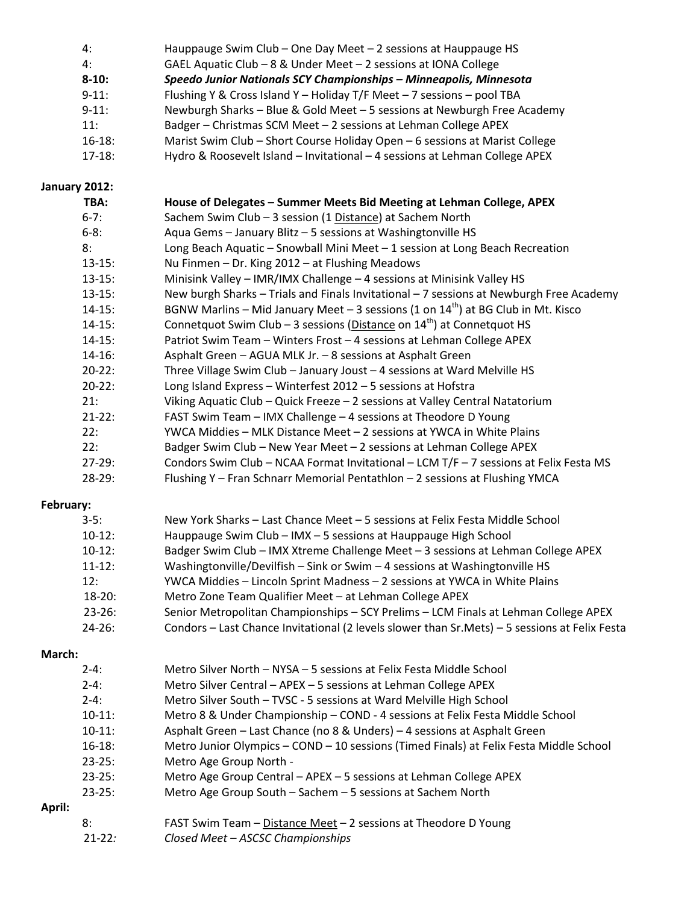| | |
|---|---|
| 4: | Hauppauge Swim Club – One Day Meet – 2 sessions at Hauppauge HS |
| 4: | GAEL Aquatic Club – 8 & Under Meet – 2 sessions at IONA College |
| ***8-10:*** | ***Speedo Junior Nationals SCY Championships – Minneapolis, Minnesota*** |
| 9-11: | Flushing Y & Cross Island Y – Holiday T/F Meet – 7 sessions – pool TBA |
| 9-11: | Newburgh Sharks – Blue & Gold Meet – 5 sessions at Newburgh Free Academy |
| 11: | Badger – Christmas SCM Meet – 2 sessions at Lehman College APEX |
| 16-18: | Marist Swim Club – Short Course Holiday Open – 6 sessions at Marist College |
| 17-18: | Hydro & Roosevelt Island – Invitational – 4 sessions at Lehman College APEX |

**January 2012:**

| | |
|---|---|
| **TBA:** | **House of Delegates – Summer Meets Bid Meeting at Lehman College, APEX** |
| 6-7: | Sachem Swim Club – 3 session (1 Distance) at Sachem North |
| 6-8: | Aqua Gems – January Blitz – 5 sessions at Washingtonville HS |
| 8: | Long Beach Aquatic – Snowball Mini Meet – 1 session at Long Beach Recreation |
| 13-15: | Nu Finmen – Dr. King 2012 – at Flushing Meadows |
| 13-15: | Minisink Valley – IMR/IMX Challenge – 4 sessions at Minisink Valley HS |
| 13-15: | New burgh Sharks – Trials and Finals Invitational – 7 sessions at Newburgh Free Academy |
| 14-15: | BGNW Marlins – Mid January Meet – 3 sessions (1 on 14th) at BG Club in Mt. Kisco |
| 14-15: | Connetquot Swim Club – 3 sessions (Distance on 14th) at Connetquot HS |
| 14-15: | Patriot Swim Team – Winters Frost – 4 sessions at Lehman College APEX |
| 14-16: | Asphalt Green – AGUA MLK Jr. – 8 sessions at Asphalt Green |
| 20-22: | Three Village Swim Club – January Joust – 4 sessions at Ward Melville HS |
| 20-22: | Long Island Express – Winterfest 2012 – 5 sessions at Hofstra |
| 21: | Viking Aquatic Club – Quick Freeze – 2 sessions at Valley Central Natatorium |
| 21-22: | FAST Swim Team – IMX Challenge – 4 sessions at Theodore D Young |
| 22: | YWCA Middies – MLK Distance Meet – 2 sessions at YWCA in White Plains |
| 22: | Badger Swim Club – New Year Meet – 2 sessions at Lehman College APEX |
| 27-29: | Condors Swim Club – NCAA Format Invitational – LCM T/F – 7 sessions at Felix Festa MS |
| 28-29: | Flushing Y – Fran Schnarr Memorial Pentathlon – 2 sessions at Flushing YMCA |

**February:**

| | |
|---|---|
| 3-5: | New York Sharks – Last Chance Meet – 5 sessions at Felix Festa Middle School |
| 10-12: | Hauppauge Swim Club – IMX – 5 sessions at Hauppauge High School |
| 10-12: | Badger Swim Club – IMX Xtreme Challenge Meet – 3 sessions at Lehman College APEX |
| 11-12: | Washingtonville/Devilfish – Sink or Swim – 4 sessions at Washingtonville HS |
| 12: | YWCA Middies – Lincoln Sprint Madness – 2 sessions at YWCA in White Plains |
| 18-20: | Metro Zone Team Qualifier Meet – at Lehman College APEX |
| 23-26: | Senior Metropolitan Championships – SCY Prelims – LCM Finals at Lehman College APEX |
| 24-26: | Condors – Last Chance Invitational (2 levels slower than Sr.Mets) – 5 sessions at Felix Festa |

**March:**

| | |
|---|---|
| 2-4: | Metro Silver North – NYSA – 5 sessions at Felix Festa Middle School |
| 2-4: | Metro Silver Central – APEX – 5 sessions at Lehman College APEX |
| 2-4: | Metro Silver South – TVSC - 5 sessions at Ward Melville High School |
| 10-11: | Metro 8 & Under Championship – COND - 4 sessions at Felix Festa Middle School |
| 10-11: | Asphalt Green – Last Chance (no 8 & Unders) – 4 sessions at Asphalt Green |
| 16-18: | Metro Junior Olympics – COND – 10 sessions (Timed Finals) at Felix Festa Middle School |
| 23-25: | Metro Age Group North - |
| 23-25: | Metro Age Group Central – APEX – 5 sessions at Lehman College APEX |
| 23-25: | Metro Age Group South – Sachem – 5 sessions at Sachem North |

**April:**

| | |
|---|---|
| 8: | FAST Swim Team – Distance Meet – 2 sessions at Theodore D Young |
| *21-22:* | *Closed Meet – ASCSC Championships* |